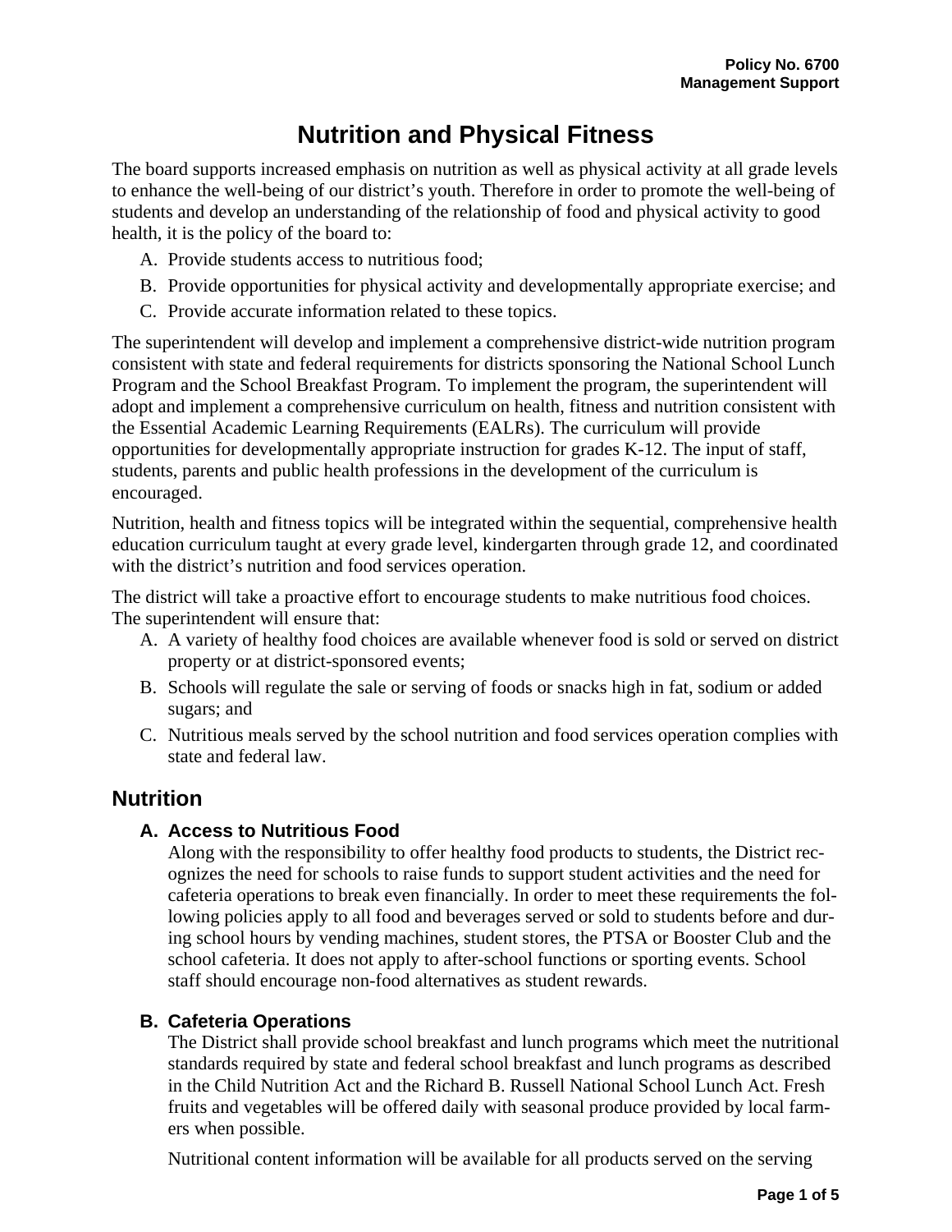Policy No. 6700
Management Support

# Nutrition and Physical Fitness

The board supports increased emphasis on nutrition as well as physical activity at all grade levels to enhance the well-being of our district's youth. Therefore in order to promote the well-being of students and develop an understanding of the relationship of food and physical activity to good health, it is the policy of the board to:

A. Provide students access to nutritious food;
B. Provide opportunities for physical activity and developmentally appropriate exercise; and
C. Provide accurate information related to these topics.

The superintendent will develop and implement a comprehensive district-wide nutrition program consistent with state and federal requirements for districts sponsoring the National School Lunch Program and the School Breakfast Program. To implement the program, the superintendent will adopt and implement a comprehensive curriculum on health, fitness and nutrition consistent with the Essential Academic Learning Requirements (EALRs). The curriculum will provide opportunities for developmentally appropriate instruction for grades K-12. The input of staff, students, parents and public health professions in the development of the curriculum is encouraged.

Nutrition, health and fitness topics will be integrated within the sequential, comprehensive health education curriculum taught at every grade level, kindergarten through grade 12, and coordinated with the district's nutrition and food services operation.

The district will take a proactive effort to encourage students to make nutritious food choices. The superintendent will ensure that:

A. A variety of healthy food choices are available whenever food is sold or served on district property or at district-sponsored events;
B. Schools will regulate the sale or serving of foods or snacks high in fat, sodium or added sugars; and
C. Nutritious meals served by the school nutrition and food services operation complies with state and federal law.

## Nutrition

### A. Access to Nutritious Food

Along with the responsibility to offer healthy food products to students, the District recognizes the need for schools to raise funds to support student activities and the need for cafeteria operations to break even financially. In order to meet these requirements the following policies apply to all food and beverages served or sold to students before and during school hours by vending machines, student stores, the PTSA or Booster Club and the school cafeteria. It does not apply to after-school functions or sporting events. School staff should encourage non-food alternatives as student rewards.

### B. Cafeteria Operations

The District shall provide school breakfast and lunch programs which meet the nutritional standards required by state and federal school breakfast and lunch programs as described in the Child Nutrition Act and the Richard B. Russell National School Lunch Act. Fresh fruits and vegetables will be offered daily with seasonal produce provided by local farmers when possible.

Nutritional content information will be available for all products served on the serving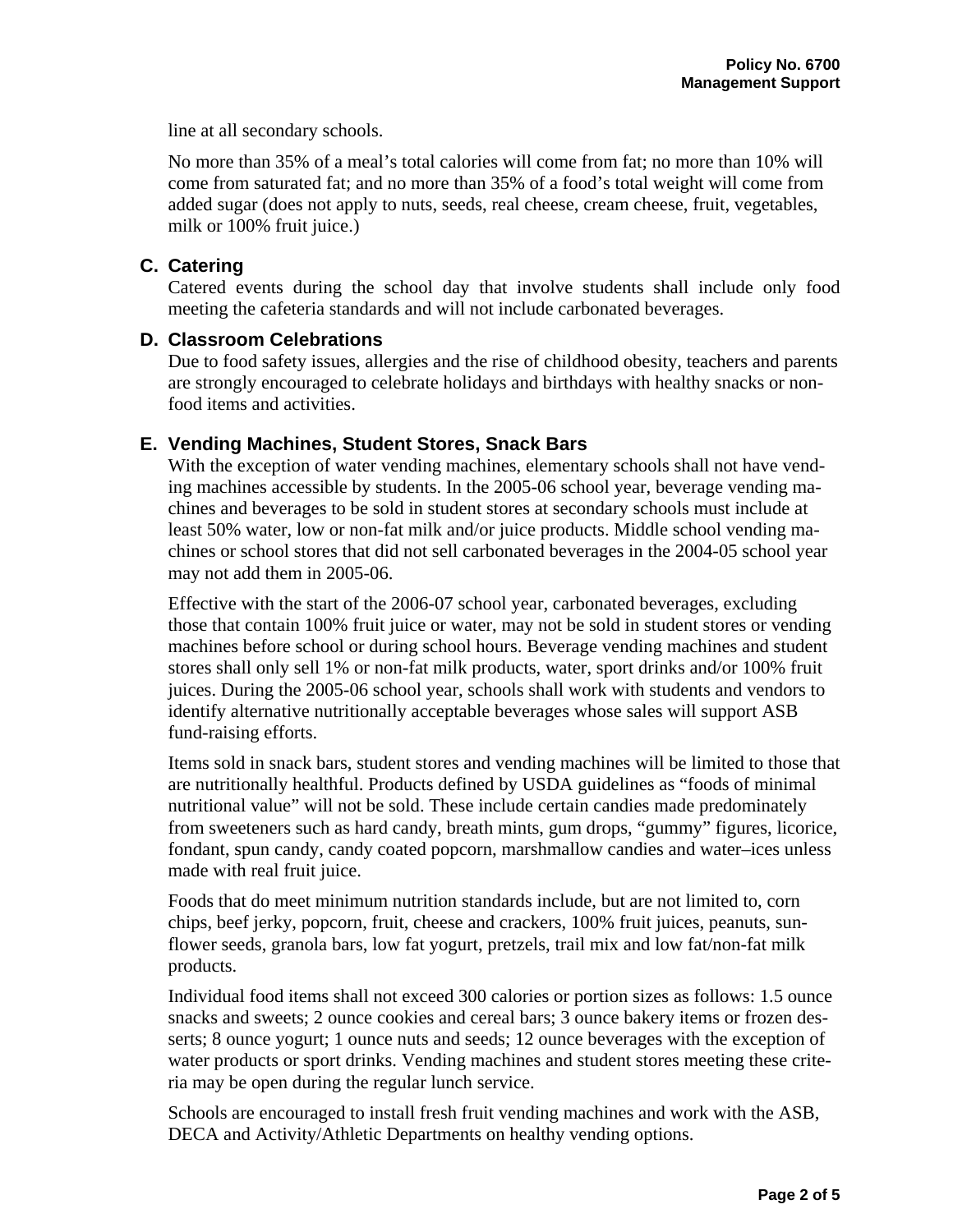line at all secondary schools.

No more than 35% of a meal's total calories will come from fat; no more than 10% will come from saturated fat; and no more than 35% of a food's total weight will come from added sugar (does not apply to nuts, seeds, real cheese, cream cheese, fruit, vegetables, milk or 100% fruit juice.)

### C. Catering

Catered events during the school day that involve students shall include only food meeting the cafeteria standards and will not include carbonated beverages.

### D. Classroom Celebrations

Due to food safety issues, allergies and the rise of childhood obesity, teachers and parents are strongly encouraged to celebrate holidays and birthdays with healthy snacks or non-food items and activities.

### E. Vending Machines, Student Stores, Snack Bars

With the exception of water vending machines, elementary schools shall not have vending machines accessible by students. In the 2005-06 school year, beverage vending machines and beverages to be sold in student stores at secondary schools must include at least 50% water, low or non-fat milk and/or juice products. Middle school vending machines or school stores that did not sell carbonated beverages in the 2004-05 school year may not add them in 2005-06.

Effective with the start of the 2006-07 school year, carbonated beverages, excluding those that contain 100% fruit juice or water, may not be sold in student stores or vending machines before school or during school hours. Beverage vending machines and student stores shall only sell 1% or non-fat milk products, water, sport drinks and/or 100% fruit juices. During the 2005-06 school year, schools shall work with students and vendors to identify alternative nutritionally acceptable beverages whose sales will support ASB fund-raising efforts.

Items sold in snack bars, student stores and vending machines will be limited to those that are nutritionally healthful. Products defined by USDA guidelines as "foods of minimal nutritional value" will not be sold. These include certain candies made predominately from sweeteners such as hard candy, breath mints, gum drops, "gummy" figures, licorice, fondant, spun candy, candy coated popcorn, marshmallow candies and water–ices unless made with real fruit juice.

Foods that do meet minimum nutrition standards include, but are not limited to, corn chips, beef jerky, popcorn, fruit, cheese and crackers, 100% fruit juices, peanuts, sunflower seeds, granola bars, low fat yogurt, pretzels, trail mix and low fat/non-fat milk products.

Individual food items shall not exceed 300 calories or portion sizes as follows: 1.5 ounce snacks and sweets; 2 ounce cookies and cereal bars; 3 ounce bakery items or frozen desserts; 8 ounce yogurt; 1 ounce nuts and seeds; 12 ounce beverages with the exception of water products or sport drinks. Vending machines and student stores meeting these criteria may be open during the regular lunch service.

Schools are encouraged to install fresh fruit vending machines and work with the ASB, DECA and Activity/Athletic Departments on healthy vending options.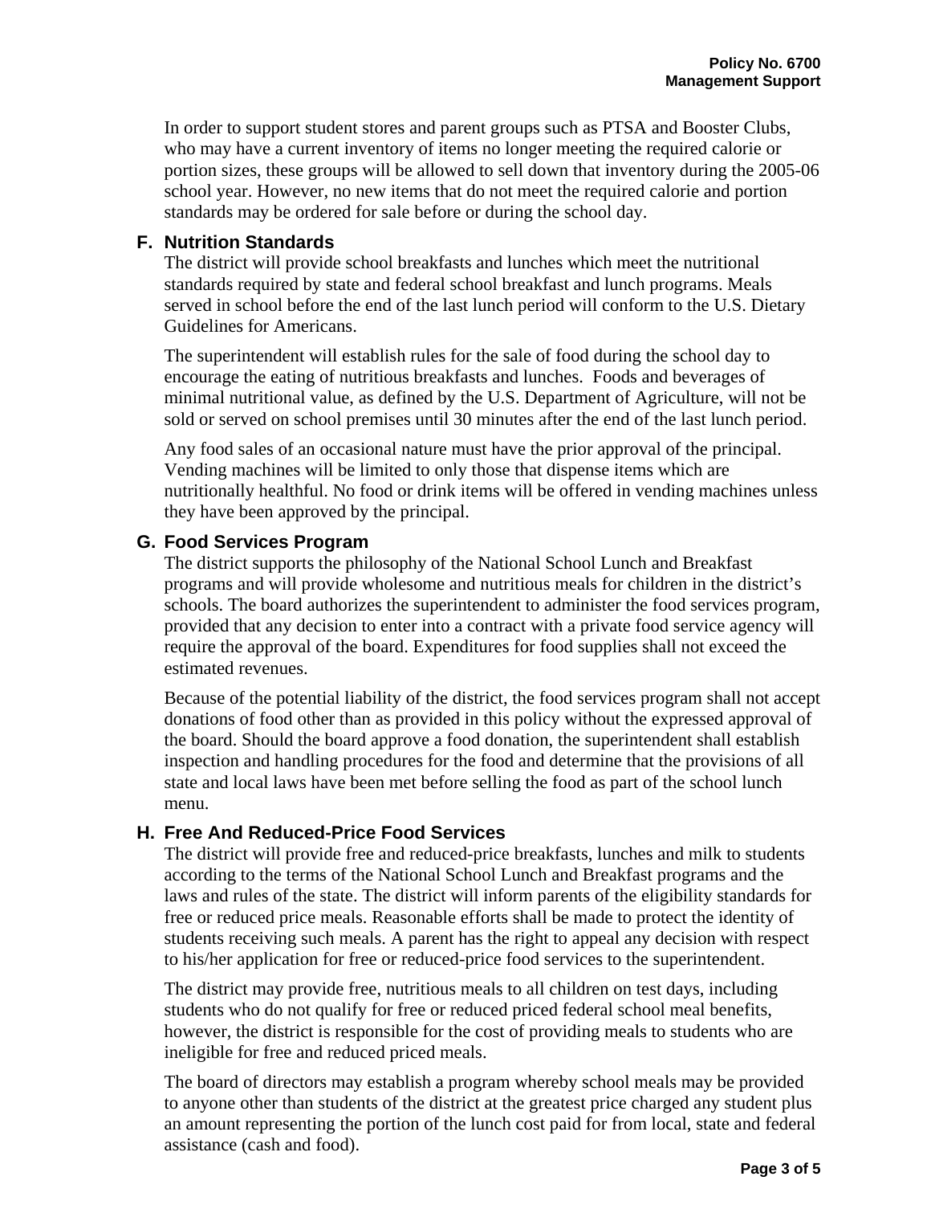In order to support student stores and parent groups such as PTSA and Booster Clubs, who may have a current inventory of items no longer meeting the required calorie or portion sizes, these groups will be allowed to sell down that inventory during the 2005-06 school year. However, no new items that do not meet the required calorie and portion standards may be ordered for sale before or during the school day.

### F. Nutrition Standards

The district will provide school breakfasts and lunches which meet the nutritional standards required by state and federal school breakfast and lunch programs. Meals served in school before the end of the last lunch period will conform to the U.S. Dietary Guidelines for Americans.

The superintendent will establish rules for the sale of food during the school day to encourage the eating of nutritious breakfasts and lunches. Foods and beverages of minimal nutritional value, as defined by the U.S. Department of Agriculture, will not be sold or served on school premises until 30 minutes after the end of the last lunch period.

Any food sales of an occasional nature must have the prior approval of the principal. Vending machines will be limited to only those that dispense items which are nutritionally healthful. No food or drink items will be offered in vending machines unless they have been approved by the principal.

### G. Food Services Program

The district supports the philosophy of the National School Lunch and Breakfast programs and will provide wholesome and nutritious meals for children in the district's schools. The board authorizes the superintendent to administer the food services program, provided that any decision to enter into a contract with a private food service agency will require the approval of the board. Expenditures for food supplies shall not exceed the estimated revenues.

Because of the potential liability of the district, the food services program shall not accept donations of food other than as provided in this policy without the expressed approval of the board. Should the board approve a food donation, the superintendent shall establish inspection and handling procedures for the food and determine that the provisions of all state and local laws have been met before selling the food as part of the school lunch menu.

### H. Free And Reduced-Price Food Services

The district will provide free and reduced-price breakfasts, lunches and milk to students according to the terms of the National School Lunch and Breakfast programs and the laws and rules of the state. The district will inform parents of the eligibility standards for free or reduced price meals. Reasonable efforts shall be made to protect the identity of students receiving such meals. A parent has the right to appeal any decision with respect to his/her application for free or reduced-price food services to the superintendent.

The district may provide free, nutritious meals to all children on test days, including students who do not qualify for free or reduced priced federal school meal benefits, however, the district is responsible for the cost of providing meals to students who are ineligible for free and reduced priced meals.

The board of directors may establish a program whereby school meals may be provided to anyone other than students of the district at the greatest price charged any student plus an amount representing the portion of the lunch cost paid for from local, state and federal assistance (cash and food).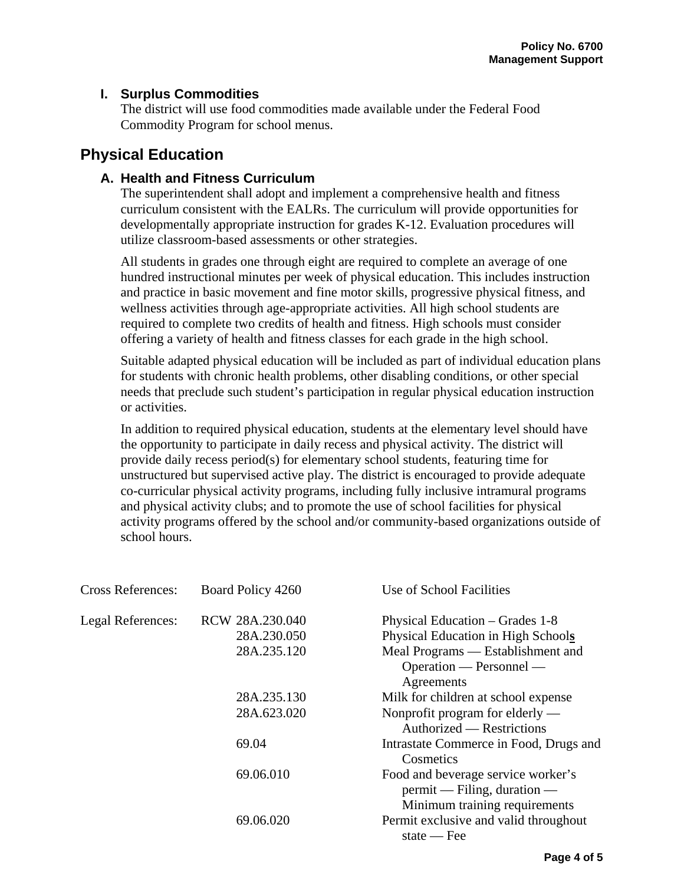### I. Surplus Commodities

The district will use food commodities made available under the Federal Food Commodity Program for school menus.

## Physical Education

### A. Health and Fitness Curriculum

The superintendent shall adopt and implement a comprehensive health and fitness curriculum consistent with the EALRs. The curriculum will provide opportunities for developmentally appropriate instruction for grades K-12. Evaluation procedures will utilize classroom-based assessments or other strategies.

All students in grades one through eight are required to complete an average of one hundred instructional minutes per week of physical education. This includes instruction and practice in basic movement and fine motor skills, progressive physical fitness, and wellness activities through age-appropriate activities. All high school students are required to complete two credits of health and fitness. High schools must consider offering a variety of health and fitness classes for each grade in the high school.

Suitable adapted physical education will be included as part of individual education plans for students with chronic health problems, other disabling conditions, or other special needs that preclude such student's participation in regular physical education instruction or activities.

In addition to required physical education, students at the elementary level should have the opportunity to participate in daily recess and physical activity. The district will provide daily recess period(s) for elementary school students, featuring time for unstructured but supervised active play. The district is encouraged to provide adequate co-curricular physical activity programs, including fully inclusive intramural programs and physical activity clubs; and to promote the use of school facilities for physical activity programs offered by the school and/or community-based organizations outside of school hours.

| | | |
|---|---|---|
| Cross References: | Board Policy 4260 | Use of School Facilities |
| Legal References: | RCW 28A.230.040 | Physical Education – Grades 1-8 |
| | 28A.230.050 | Physical Education in High School**s** |
| | 28A.235.120 | Meal Programs — Establishment and Operation — Personnel — Agreements |
| | 28A.235.130 | Milk for children at school expense |
| | 28A.623.020 | Nonprofit program for elderly — Authorized — Restrictions |
| | 69.04 | Intrastate Commerce in Food, Drugs and Cosmetics |
| | 69.06.010 | Food and beverage service worker's permit — Filing, duration — Minimum training requirements |
| | 69.06.020 | Permit exclusive and valid throughout state — Fee |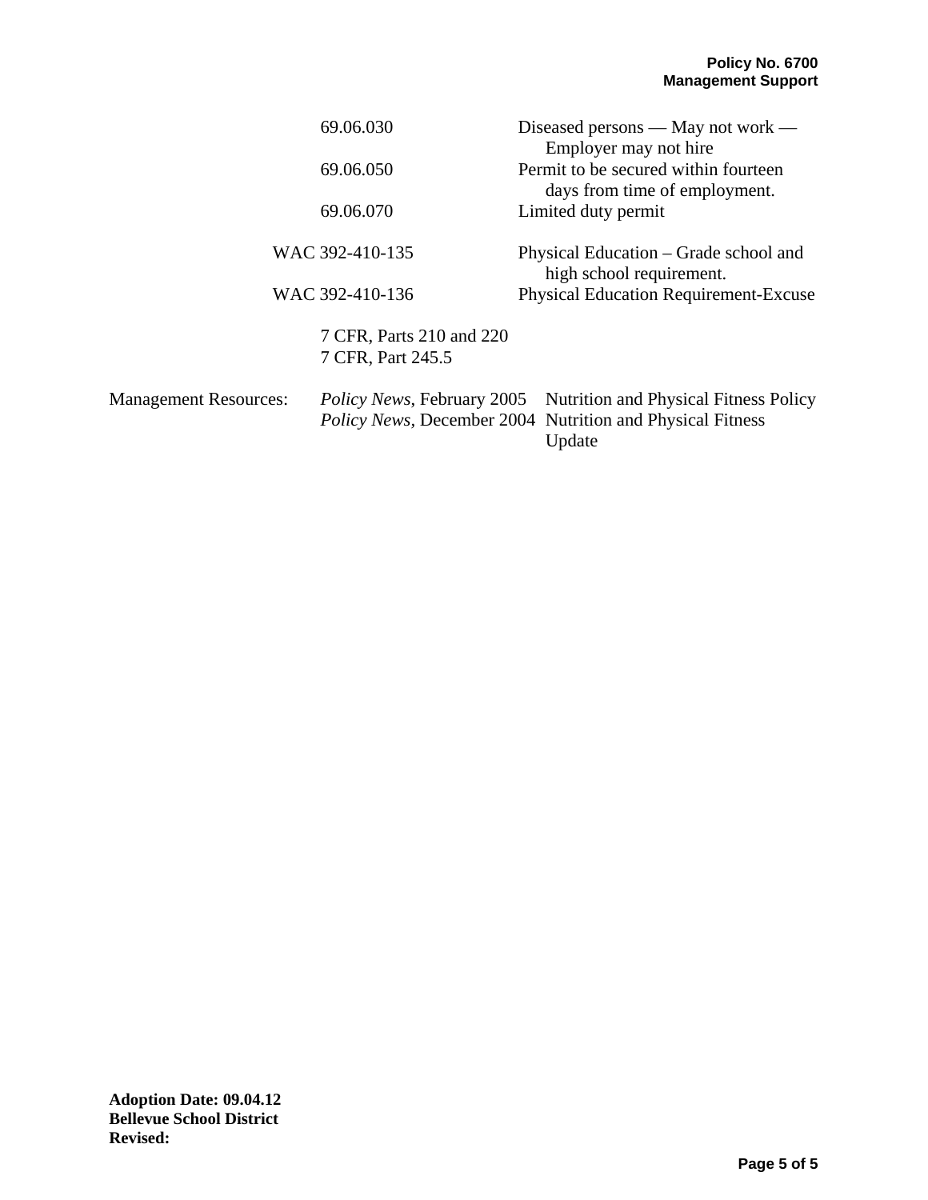| | | |
|---|---|---|
| | 69.06.030 | Diseased persons — May not work — Employer may not hire |
| | 69.06.050 | Permit to be secured within fourteen days from time of employment. |
| | 69.06.070 | Limited duty permit |
| | WAC 392-410-135 | Physical Education – Grade school and high school requirement. |
| | WAC 392-410-136 | Physical Education Requirement-Excuse |
| | 7 CFR, Parts 210 and 220 | |
| | 7 CFR, Part 245.5 | |
| Management Resources: | *Policy News*, February 2005 | Nutrition and Physical Fitness Policy |
| | *Policy News*, December 2004 | Nutrition and Physical Fitness Update |

**Adoption Date: 09.04.12**
**Bellevue School District**
**Revised:**